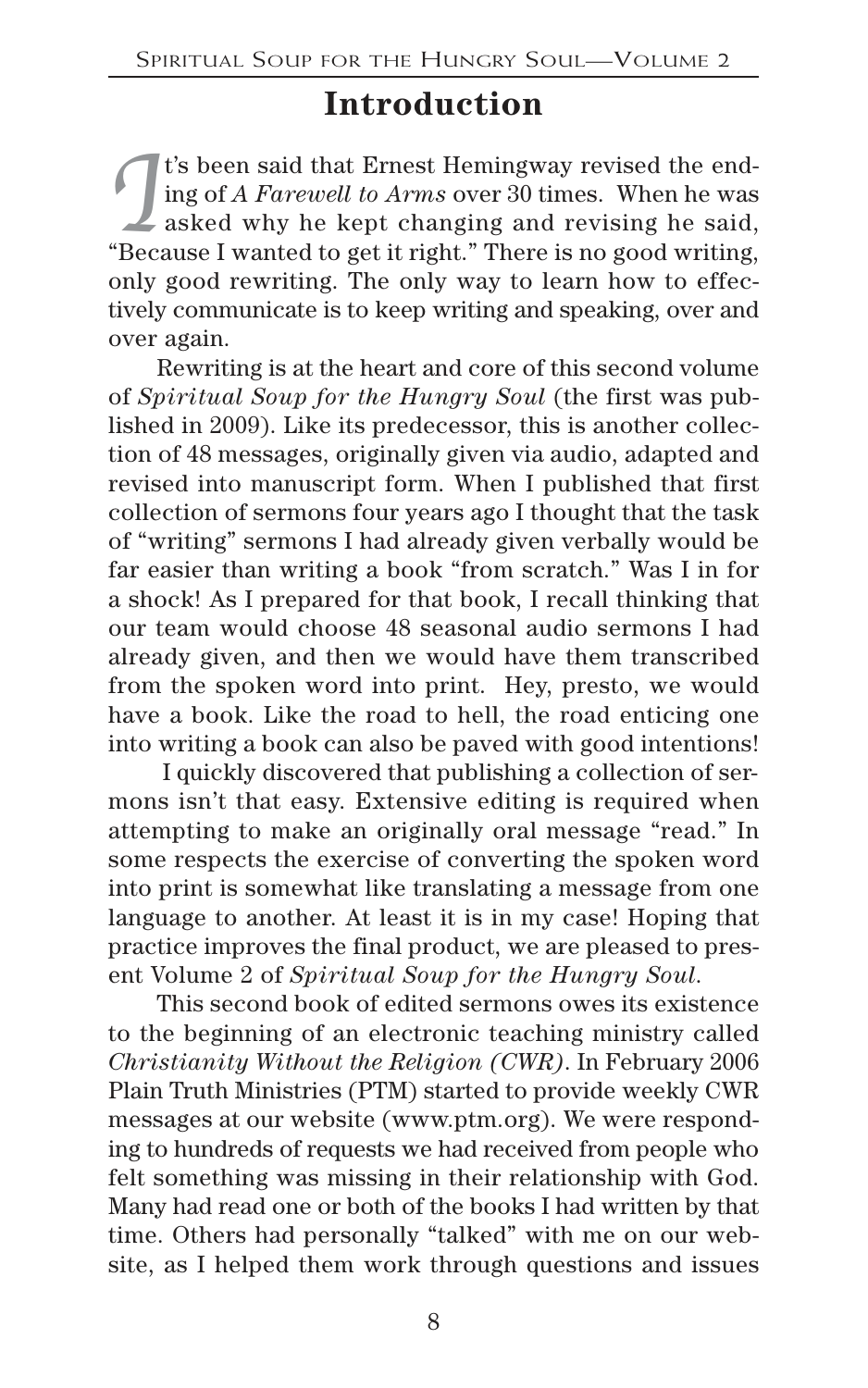# Introduction

It's been said that Ernest Hemingway revised the ending of *A Farewell to Arms* over 30 times. When he was asked why he kept changing and revising he said, "Because I wanted to get it right." There is no good writing, only good rewriting. The only way to learn how to effectively communicate is to keep writing and speaking, over and over again.

Rewriting is at the heart and core of this second volume of *Spiritual Soup for the Hungry Soul* (the first was published in 2009). Like its predecessor, this is another collection of 48 messages, originally given via audio, adapted and revised into manuscript form. When I published that first collection of sermons four years ago I thought that the task of "writing" sermons I had already given verbally would be far easier than writing a book "from scratch." Was I in for a shock! As I prepared for that book, I recall thinking that our team would choose 48 seasonal audio sermons I had already given, and then we would have them transcribed from the spoken word into print. Hey, presto, we would have a book. Like the road to hell, the road enticing one into writing a book can also be paved with good intentions!

I quickly discovered that publishing a collection of sermons isn't that easy. Extensive editing is required when attempting to make an originally oral message "read." In some respects the exercise of converting the spoken word into print is somewhat like translating a message from one language to another. At least it is in my case! Hoping that practice improves the final product, we are pleased to present Volume 2 of *Spiritual Soup for the Hungry Soul*.

This second book of edited sermons owes its existence to the beginning of an electronic teaching ministry called *Christianity Without the Religion (CWR)*. In February 2006 Plain Truth Ministries (PTM) started to provide weekly CWR messages at our website (www.ptm.org). We were responding to hundreds of requests we had received from people who felt something was missing in their relationship with God. Many had read one or both of the books I had written by that time. Others had personally "talked" with me on our website, as I helped them work through questions and issues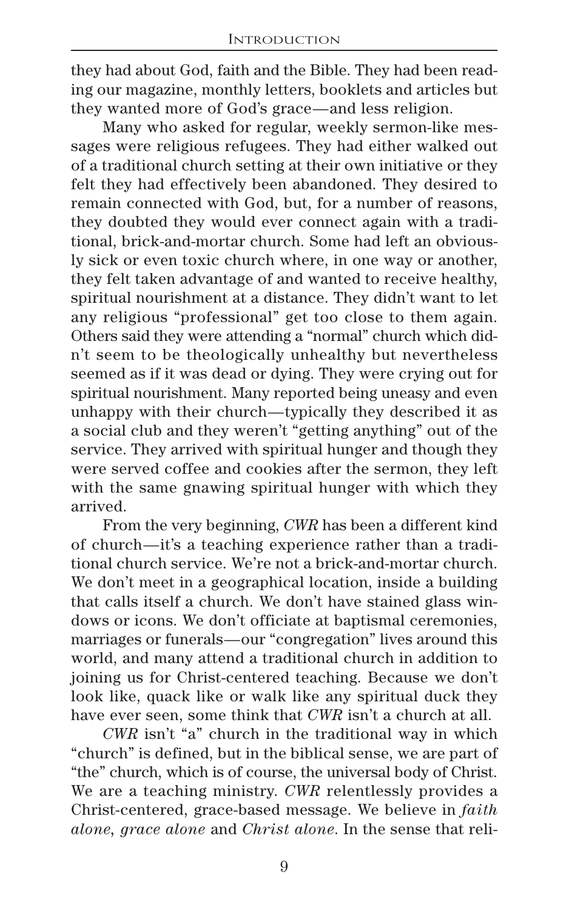they had about God, faith and the Bible. They had been reading our magazine, monthly letters, booklets and articles but they wanted more of God's grace—and less religion.

Many who asked for regular, weekly sermon-like messages were religious refugees. They had either walked out of a traditional church setting at their own initiative or they felt they had effectively been abandoned. They desired to remain connected with God, but, for a number of reasons, they doubted they would ever connect again with a traditional, brick-and-mortar church. Some had left an obviously sick or even toxic church where, in one way or another, they felt taken advantage of and wanted to receive healthy, spiritual nourishment at a distance. They didn't want to let any religious "professional" get too close to them again. Others said they were attending a "normal" church which didn't seem to be theologically unhealthy but nevertheless seemed as if it was dead or dying. They were crying out for spiritual nourishment. Many reported being uneasy and even unhappy with their church—typically they described it as a social club and they weren't "getting anything" out of the service. They arrived with spiritual hunger and though they were served coffee and cookies after the sermon, they left with the same gnawing spiritual hunger with which they arrived.

From the very beginning, *CWR* has been a different kind of church—it's a teaching experience rather than a traditional church service. We're not a brick-and-mortar church. We don't meet in a geographical location, inside a building that calls itself a church. We don't have stained glass windows or icons. We don't officiate at baptismal ceremonies, marriages or funerals—our "congregation" lives around this world, and many attend a traditional church in addition to joining us for Christ-centered teaching. Because we don't look like, quack like or walk like any spiritual duck they have ever seen, some think that *CWR* isn't a church at all.

*CWR* isn't "a" church in the traditional way in which "church" is defined, but in the biblical sense, we are part of "the" church, which is of course, the universal body of Christ. We are a teaching ministry. *CWR* relentlessly provides a Christ-centered, grace-based message. We believe in *faith alone*, *grace alone* and *Christ alone*. In the sense that reli-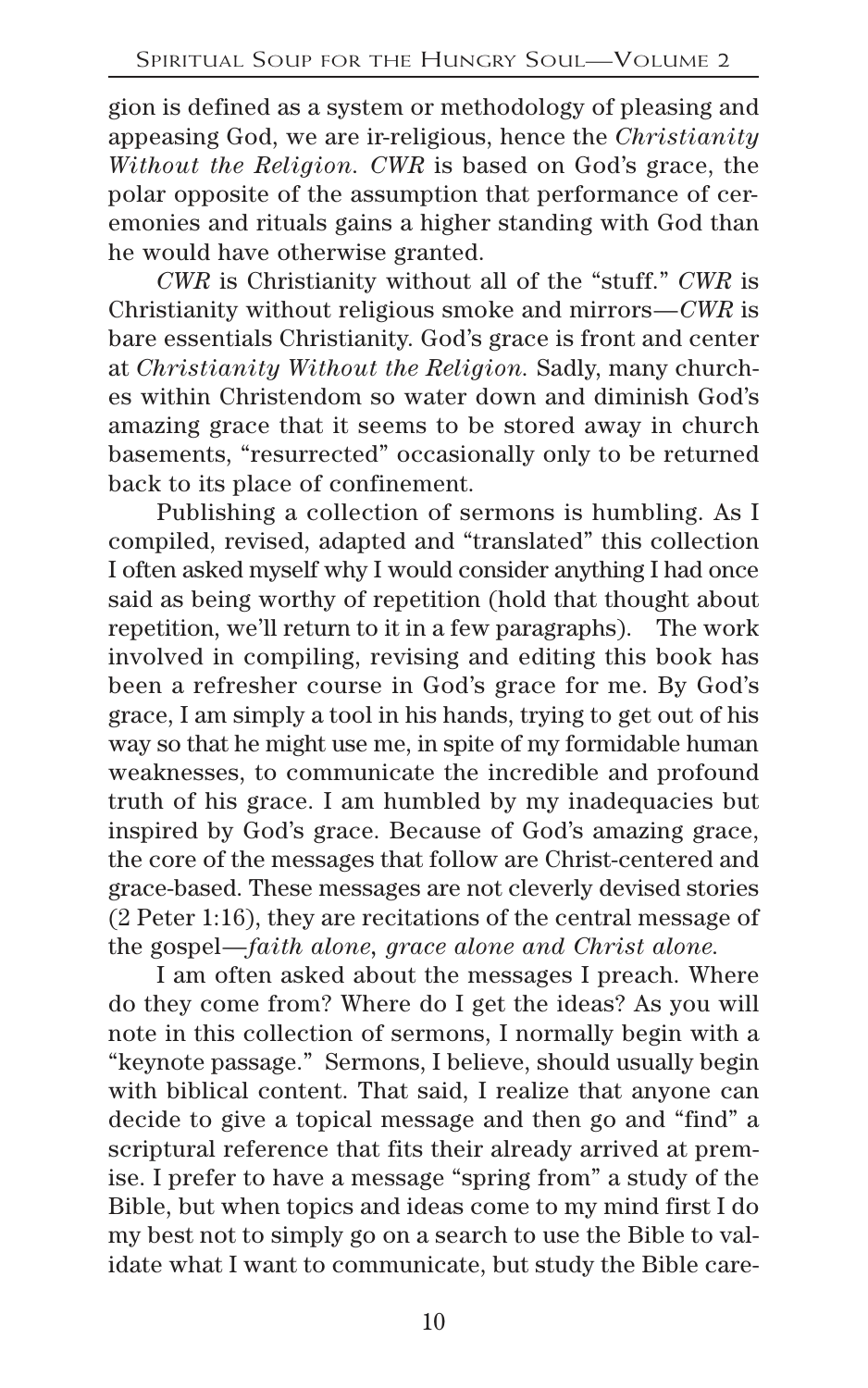gion is defined as a system or methodology of pleasing and appeasing God, we are ir-religious, hence the *Christianity Without the Religion*. *CWR* is based on God's grace, the polar opposite of the assumption that performance of ceremonies and rituals gains a higher standing with God than he would have otherwise granted.

*CWR* is Christianity without all of the "stuff." *CWR* is Christianity without religious smoke and mirrors—*CWR* is bare essentials Christianity. God's grace is front and center at *Christianity Without the Religion*. Sadly, many churches within Christendom so water down and diminish God's amazing grace that it seems to be stored away in church basements, "resurrected" occasionally only to be returned back to its place of confinement.

Publishing a collection of sermons is humbling. As I compiled, revised, adapted and "translated" this collection I often asked myself why I would consider anything I had once said as being worthy of repetition (hold that thought about repetition, we'll return to it in a few paragraphs). The work involved in compiling, revising and editing this book has been a refresher course in God's grace for me. By God's grace, I am simply a tool in his hands, trying to get out of his way so that he might use me, in spite of my formidable human weaknesses, to communicate the incredible and profound truth of his grace. I am humbled by my inadequacies but inspired by God's grace. Because of God's amazing grace, the core of the messages that follow are Christ-centered and grace-based. These messages are not cleverly devised stories (2 Peter 1:16), they are recitations of the central message of the gospel—*faith alone, grace alone and Christ alone*.

I am often asked about the messages I preach. Where do they come from? Where do I get the ideas? As you will note in this collection of sermons, I normally begin with a "keynote passage." Sermons, I believe, should usually begin with biblical content. That said, I realize that anyone can decide to give a topical message and then go and "find" a scriptural reference that fits their already arrived at premise. I prefer to have a message "spring from" a study of the Bible, but when topics and ideas come to my mind first I do my best not to simply go on a search to use the Bible to validate what I want to communicate, but study the Bible care-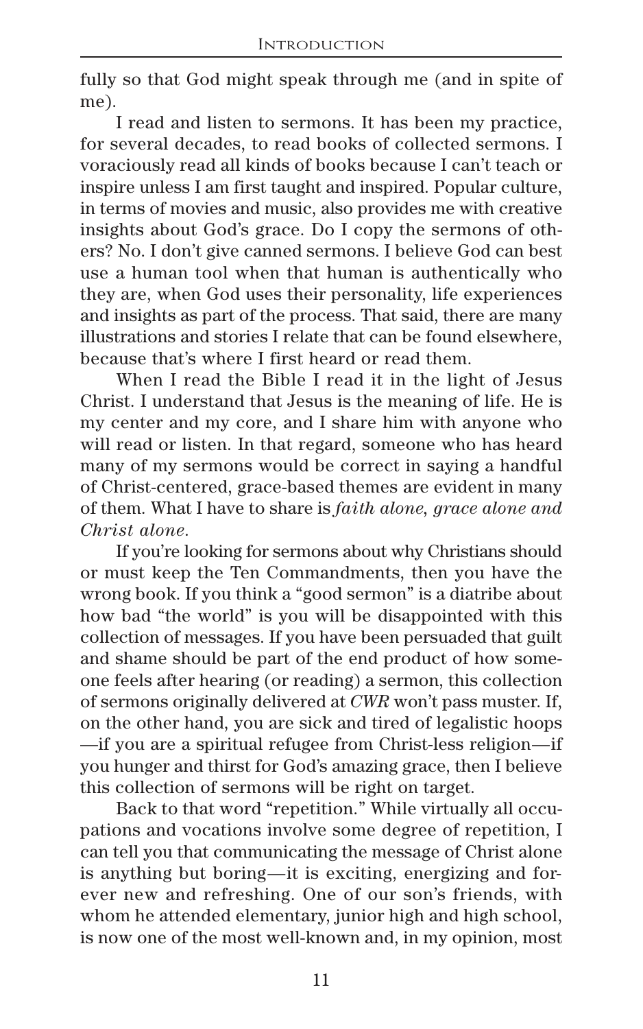fully so that God might speak through me (and in spite of me).

I read and listen to sermons. It has been my practice, for several decades, to read books of collected sermons. I voraciously read all kinds of books because I can't teach or inspire unless I am first taught and inspired. Popular culture, in terms of movies and music, also provides me with creative insights about God's grace. Do I copy the sermons of others? No. I don't give canned sermons. I believe God can best use a human tool when that human is authentically who they are, when God uses their personality, life experiences and insights as part of the process. That said, there are many illustrations and stories I relate that can be found elsewhere, because that's where I first heard or read them.

When I read the Bible I read it in the light of Jesus Christ. I understand that Jesus is the meaning of life. He is my center and my core, and I share him with anyone who will read or listen. In that regard, someone who has heard many of my sermons would be correct in saying a handful of Christ-centered, grace-based themes are evident in many of them. What I have to share is *faith alone, grace alone and Christ alone*.

If you're looking for sermons about why Christians should or must keep the Ten Commandments, then you have the wrong book. If you think a "good sermon" is a diatribe about how bad "the world" is you will be disappointed with this collection of messages. If you have been persuaded that guilt and shame should be part of the end product of how someone feels after hearing (or reading) a sermon, this collection of sermons originally delivered at *CWR* won't pass muster. If, on the other hand, you are sick and tired of legalistic hoops—if you are a spiritual refugee from Christ-less religion—if you hunger and thirst for God's amazing grace, then I believe this collection of sermons will be right on target.

Back to that word "repetition." While virtually all occupations and vocations involve some degree of repetition, I can tell you that communicating the message of Christ alone is anything but boring—it is exciting, energizing and forever new and refreshing. One of our son's friends, with whom he attended elementary, junior high and high school, is now one of the most well-known and, in my opinion, most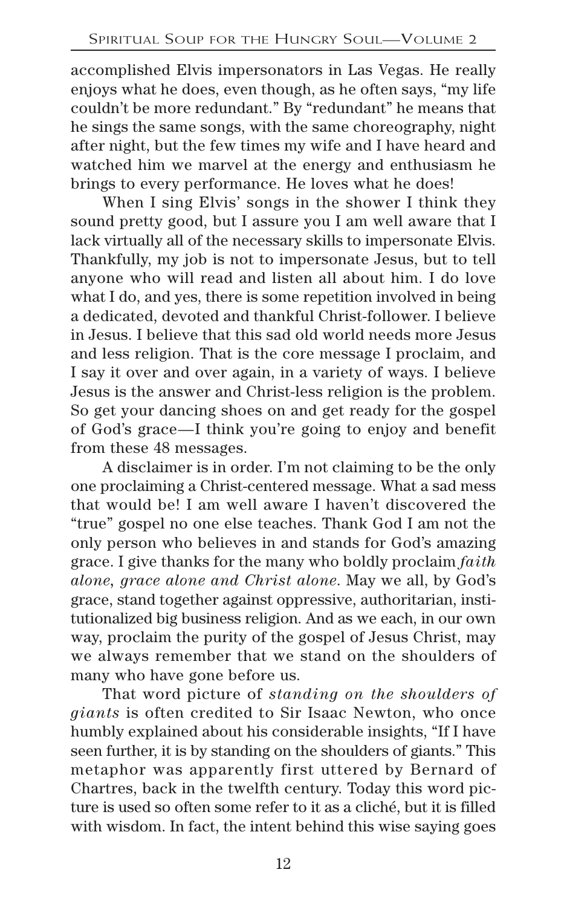accomplished Elvis impersonators in Las Vegas. He really enjoys what he does, even though, as he often says, "my life couldn't be more redundant." By "redundant" he means that he sings the same songs, with the same choreography, night after night, but the few times my wife and I have heard and watched him we marvel at the energy and enthusiasm he brings to every performance. He loves what he does!

When I sing Elvis' songs in the shower I think they sound pretty good, but I assure you I am well aware that I lack virtually all of the necessary skills to impersonate Elvis. Thankfully, my job is not to impersonate Jesus, but to tell anyone who will read and listen all about him. I do love what I do, and yes, there is some repetition involved in being a dedicated, devoted and thankful Christ-follower. I believe in Jesus. I believe that this sad old world needs more Jesus and less religion. That is the core message I proclaim, and I say it over and over again, in a variety of ways. I believe Jesus is the answer and Christ-less religion is the problem. So get your dancing shoes on and get ready for the gospel of God's grace—I think you're going to enjoy and benefit from these 48 messages.

A disclaimer is in order. I'm not claiming to be the only one proclaiming a Christ-centered message. What a sad mess that would be! I am well aware I haven't discovered the "true" gospel no one else teaches. Thank God I am not the only person who believes in and stands for God's amazing grace. I give thanks for the many who boldly proclaim *faith alone, grace alone and Christ alone*. May we all, by God's grace, stand together against oppressive, authoritarian, institutionalized big business religion. And as we each, in our own way, proclaim the purity of the gospel of Jesus Christ, may we always remember that we stand on the shoulders of many who have gone before us.

That word picture of *standing on the shoulders of giants* is often credited to Sir Isaac Newton, who once humbly explained about his considerable insights, "If I have seen further, it is by standing on the shoulders of giants." This metaphor was apparently first uttered by Bernard of Chartres, back in the twelfth century. Today this word picture is used so often some refer to it as a cliché, but it is filled with wisdom. In fact, the intent behind this wise saying goes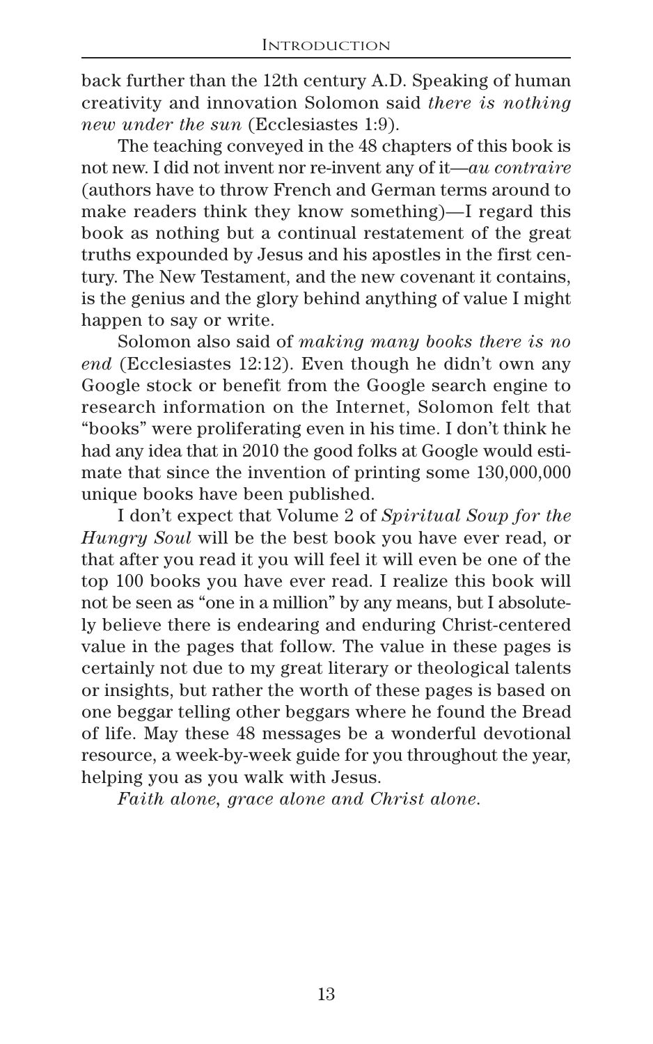back further than the 12th century A.D. Speaking of human creativity and innovation Solomon said *there is nothing new under the sun* (Ecclesiastes 1:9).

The teaching conveyed in the 48 chapters of this book is not new. I did not invent nor re-invent any of it—*au contraire* (authors have to throw French and German terms around to make readers think they know something)—I regard this book as nothing but a continual restatement of the great truths expounded by Jesus and his apostles in the first century. The New Testament, and the new covenant it contains, is the genius and the glory behind anything of value I might happen to say or write.

Solomon also said of *making many books there is no end* (Ecclesiastes 12:12). Even though he didn't own any Google stock or benefit from the Google search engine to research information on the Internet, Solomon felt that "books" were proliferating even in his time. I don't think he had any idea that in 2010 the good folks at Google would estimate that since the invention of printing some 130,000,000 unique books have been published.

I don't expect that Volume 2 of *Spiritual Soup for the Hungry Soul* will be the best book you have ever read, or that after you read it you will feel it will even be one of the top 100 books you have ever read. I realize this book will not be seen as "one in a million" by any means, but I absolutely believe there is endearing and enduring Christ-centered value in the pages that follow. The value in these pages is certainly not due to my great literary or theological talents or insights, but rather the worth of these pages is based on one beggar telling other beggars where he found the Bread of life. May these 48 messages be a wonderful devotional resource, a week-by-week guide for you throughout the year, helping you as you walk with Jesus.

*Faith alone, grace alone and Christ alone.*